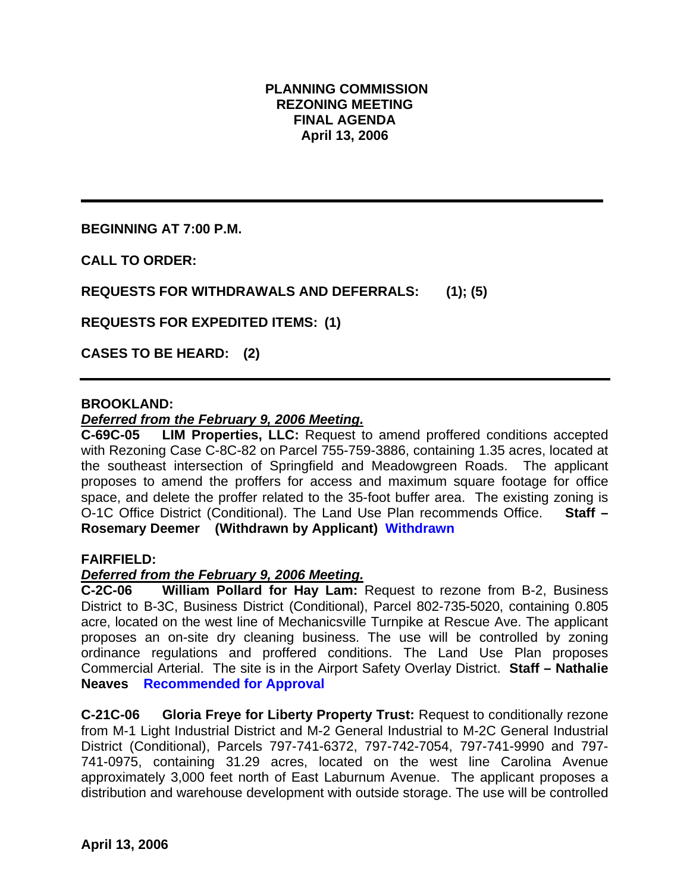**PLANNING COMMISSION**
**REZONING MEETING**
**FINAL AGENDA**
**April 13, 2006**

---

**BEGINNING AT 7:00 P.M.**

**CALL TO ORDER:**

**REQUESTS FOR WITHDRAWALS AND DEFERRALS: (1); (5)**

**REQUESTS FOR EXPEDITED ITEMS: (1)**

**CASES TO BE HEARD: (2)**

---

**BROOKLAND:**

***Deferred from the February 9, 2006 Meeting.***

**C-69C-05 LIM Properties, LLC:** Request to amend proffered conditions accepted with Rezoning Case C-8C-82 on Parcel 755-759-3886, containing 1.35 acres, located at the southeast intersection of Springfield and Meadowgreen Roads. The applicant proposes to amend the proffers for access and maximum square footage for office space, and delete the proffer related to the 35-foot buffer area. The existing zoning is O-1C Office District (Conditional). The Land Use Plan recommends Office. **Staff – Rosemary Deemer (Withdrawn by Applicant) Withdrawn**

**FAIRFIELD:**

***Deferred from the February 9, 2006 Meeting.***

**C-2C-06 William Pollard for Hay Lam:** Request to rezone from B-2, Business District to B-3C, Business District (Conditional), Parcel 802-735-5020, containing 0.805 acre, located on the west line of Mechanicsville Turnpike at Rescue Ave. The applicant proposes an on-site dry cleaning business. The use will be controlled by zoning ordinance regulations and proffered conditions. The Land Use Plan proposes Commercial Arterial. The site is in the Airport Safety Overlay District. **Staff – Nathalie Neaves Recommended for Approval**

**C-21C-06 Gloria Freye for Liberty Property Trust:** Request to conditionally rezone from M-1 Light Industrial District and M-2 General Industrial to M-2C General Industrial District (Conditional), Parcels 797-741-6372, 797-742-7054, 797-741-9990 and 797-741-0975, containing 31.29 acres, located on the west line Carolina Avenue approximately 3,000 feet north of East Laburnum Avenue. The applicant proposes a distribution and warehouse development with outside storage. The use will be controlled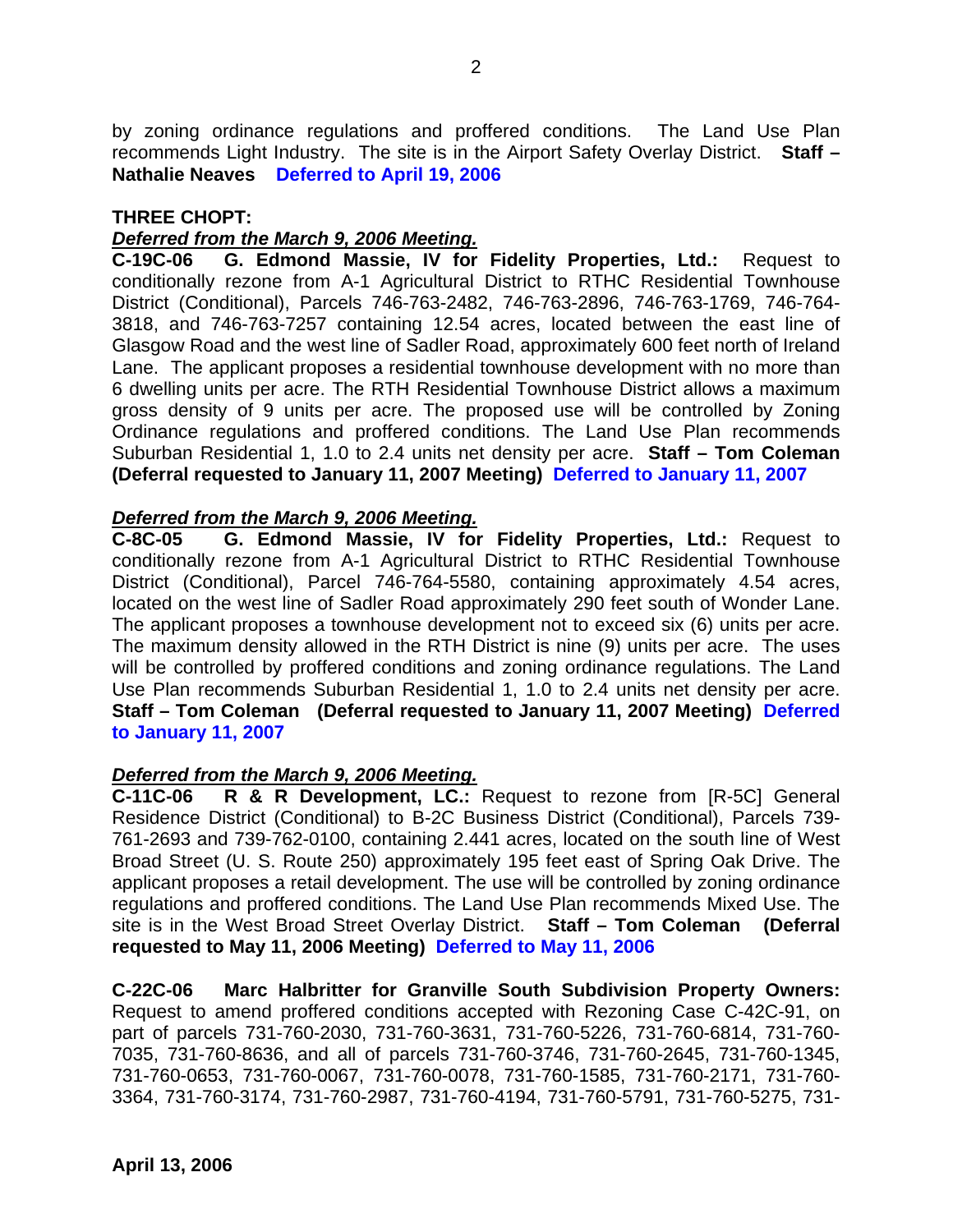by zoning ordinance regulations and proffered conditions. The Land Use Plan recommends Light Industry. The site is in the Airport Safety Overlay District. **Staff – Nathalie Neaves** **Deferred to April 19, 2006**

**THREE CHOPT:**

***Deferred from the March 9, 2006 Meeting.***

**C-19C-06 G. Edmond Massie, IV for Fidelity Properties, Ltd.:** Request to conditionally rezone from A-1 Agricultural District to RTHC Residential Townhouse District (Conditional), Parcels 746-763-2482, 746-763-2896, 746-763-1769, 746-764-3818, and 746-763-7257 containing 12.54 acres, located between the east line of Glasgow Road and the west line of Sadler Road, approximately 600 feet north of Ireland Lane. The applicant proposes a residential townhouse development with no more than 6 dwelling units per acre. The RTH Residential Townhouse District allows a maximum gross density of 9 units per acre. The proposed use will be controlled by Zoning Ordinance regulations and proffered conditions. The Land Use Plan recommends Suburban Residential 1, 1.0 to 2.4 units net density per acre. **Staff – Tom Coleman (Deferral requested to January 11, 2007 Meeting)** **Deferred to January 11, 2007**

***Deferred from the March 9, 2006 Meeting.***

**C-8C-05 G. Edmond Massie, IV for Fidelity Properties, Ltd.:** Request to conditionally rezone from A-1 Agricultural District to RTHC Residential Townhouse District (Conditional), Parcel 746-764-5580, containing approximately 4.54 acres, located on the west line of Sadler Road approximately 290 feet south of Wonder Lane. The applicant proposes a townhouse development not to exceed six (6) units per acre. The maximum density allowed in the RTH District is nine (9) units per acre. The uses will be controlled by proffered conditions and zoning ordinance regulations. The Land Use Plan recommends Suburban Residential 1, 1.0 to 2.4 units net density per acre. **Staff – Tom Coleman (Deferral requested to January 11, 2007 Meeting)** **Deferred to January 11, 2007**

***Deferred from the March 9, 2006 Meeting.***

**C-11C-06 R & R Development, LC.:** Request to rezone from [R-5C] General Residence District (Conditional) to B-2C Business District (Conditional), Parcels 739-761-2693 and 739-762-0100, containing 2.441 acres, located on the south line of West Broad Street (U. S. Route 250) approximately 195 feet east of Spring Oak Drive. The applicant proposes a retail development. The use will be controlled by zoning ordinance regulations and proffered conditions. The Land Use Plan recommends Mixed Use. The site is in the West Broad Street Overlay District. **Staff – Tom Coleman (Deferral requested to May 11, 2006 Meeting)** **Deferred to May 11, 2006**

**C-22C-06 Marc Halbritter for Granville South Subdivision Property Owners:** Request to amend proffered conditions accepted with Rezoning Case C-42C-91, on part of parcels 731-760-2030, 731-760-3631, 731-760-5226, 731-760-6814, 731-760-7035, 731-760-8636, and all of parcels 731-760-3746, 731-760-2645, 731-760-1345, 731-760-0653, 731-760-0067, 731-760-0078, 731-760-1585, 731-760-2171, 731-760-3364, 731-760-3174, 731-760-2987, 731-760-4194, 731-760-5791, 731-760-5275, 731-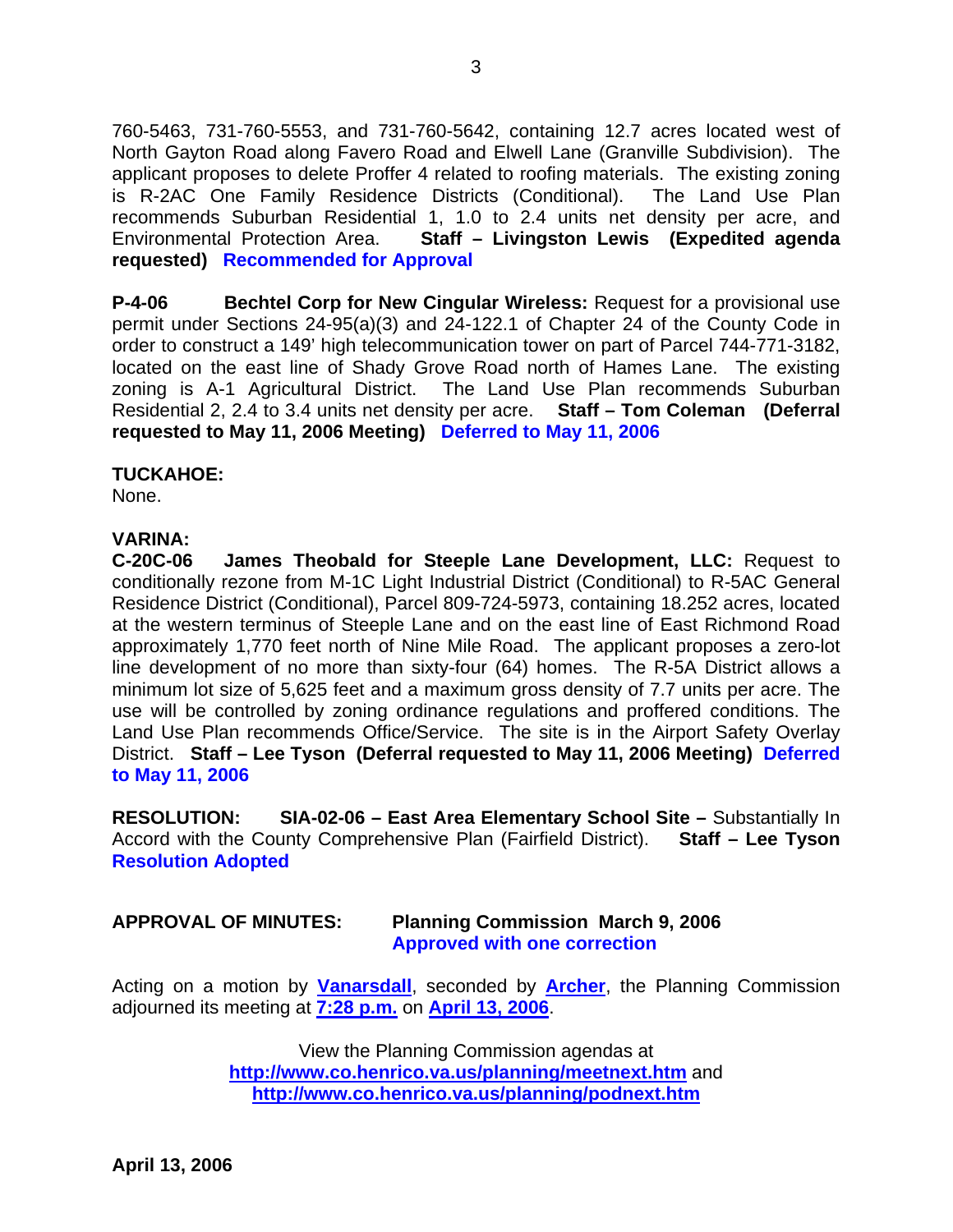760-5463, 731-760-5553, and 731-760-5642, containing 12.7 acres located west of North Gayton Road along Favero Road and Elwell Lane (Granville Subdivision). The applicant proposes to delete Proffer 4 related to roofing materials. The existing zoning is R-2AC One Family Residence Districts (Conditional). The Land Use Plan recommends Suburban Residential 1, 1.0 to 2.4 units net density per acre, and Environmental Protection Area. **Staff – Livingston Lewis (Expedited agenda requested) Recommended for Approval**

**P-4-06 Bechtel Corp for New Cingular Wireless:** Request for a provisional use permit under Sections 24-95(a)(3) and 24-122.1 of Chapter 24 of the County Code in order to construct a 149' high telecommunication tower on part of Parcel 744-771-3182, located on the east line of Shady Grove Road north of Hames Lane. The existing zoning is A-1 Agricultural District. The Land Use Plan recommends Suburban Residential 2, 2.4 to 3.4 units net density per acre. **Staff – Tom Coleman (Deferral requested to May 11, 2006 Meeting) Deferred to May 11, 2006**

**TUCKAHOE:**
None.

**VARINA:**
**C-20C-06 James Theobald for Steeple Lane Development, LLC:** Request to conditionally rezone from M-1C Light Industrial District (Conditional) to R-5AC General Residence District (Conditional), Parcel 809-724-5973, containing 18.252 acres, located at the western terminus of Steeple Lane and on the east line of East Richmond Road approximately 1,770 feet north of Nine Mile Road. The applicant proposes a zero-lot line development of no more than sixty-four (64) homes. The R-5A District allows a minimum lot size of 5,625 feet and a maximum gross density of 7.7 units per acre. The use will be controlled by zoning ordinance regulations and proffered conditions. The Land Use Plan recommends Office/Service. The site is in the Airport Safety Overlay District. **Staff – Lee Tyson (Deferral requested to May 11, 2006 Meeting) Deferred to May 11, 2006**

**RESOLUTION: SIA-02-06 – East Area Elementary School Site –** Substantially In Accord with the County Comprehensive Plan (Fairfield District). **Staff – Lee Tyson Resolution Adopted**

**APPROVAL OF MINUTES: Planning Commission March 9, 2006**
**Approved with one correction**

Acting on a motion by **Vanarsdall**, seconded by **Archer**, the Planning Commission adjourned its meeting at **7:28 p.m.** on **April 13, 2006**.

View the Planning Commission agendas at
**http://www.co.henrico.va.us/planning/meetnext.htm** and
**http://www.co.henrico.va.us/planning/podnext.htm**